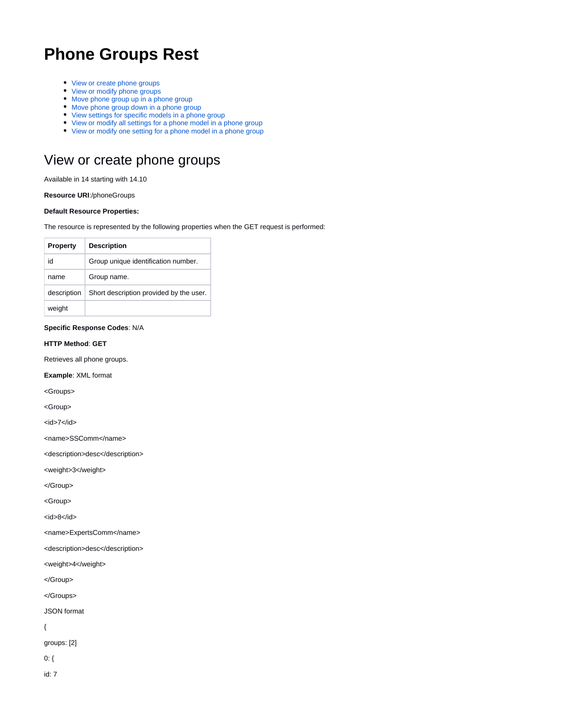# Phone Groups Rest

- View or create phone groups
- View or modify phone groups
- Move phone group up in a phone group
- Move phone group down in a phone group
- View settings for specific models in a phone group
- View or modify all settings for a phone model in a phone group
- View or modify one setting for a phone model in a phone group

## View or create phone groups

Available in 14 starting with 14.10

**Resource URI**:/phoneGroups

**Default Resource Properties:**

The resource is represented by the following properties when the GET request is performed:

| Property | Description |
|---|---|
| id | Group unique identification number. |
| name | Group name. |
| description | Short description provided by the user. |
| weight | |

**Specific Response Codes**: N/A

**HTTP Method**: **GET**

Retrieves all phone groups.

**Example**: XML format

<Groups>

<Group>

<id>7</id>

<name>SSComm</name>

<description>desc</description>

<weight>3</weight>

</Group>

<Group>

<id>8</id>

<name>ExpertsComm</name>

<description>desc</description>

<weight>4</weight>

</Group>

</Groups>

JSON format

{

groups: [2]

0: {

id: 7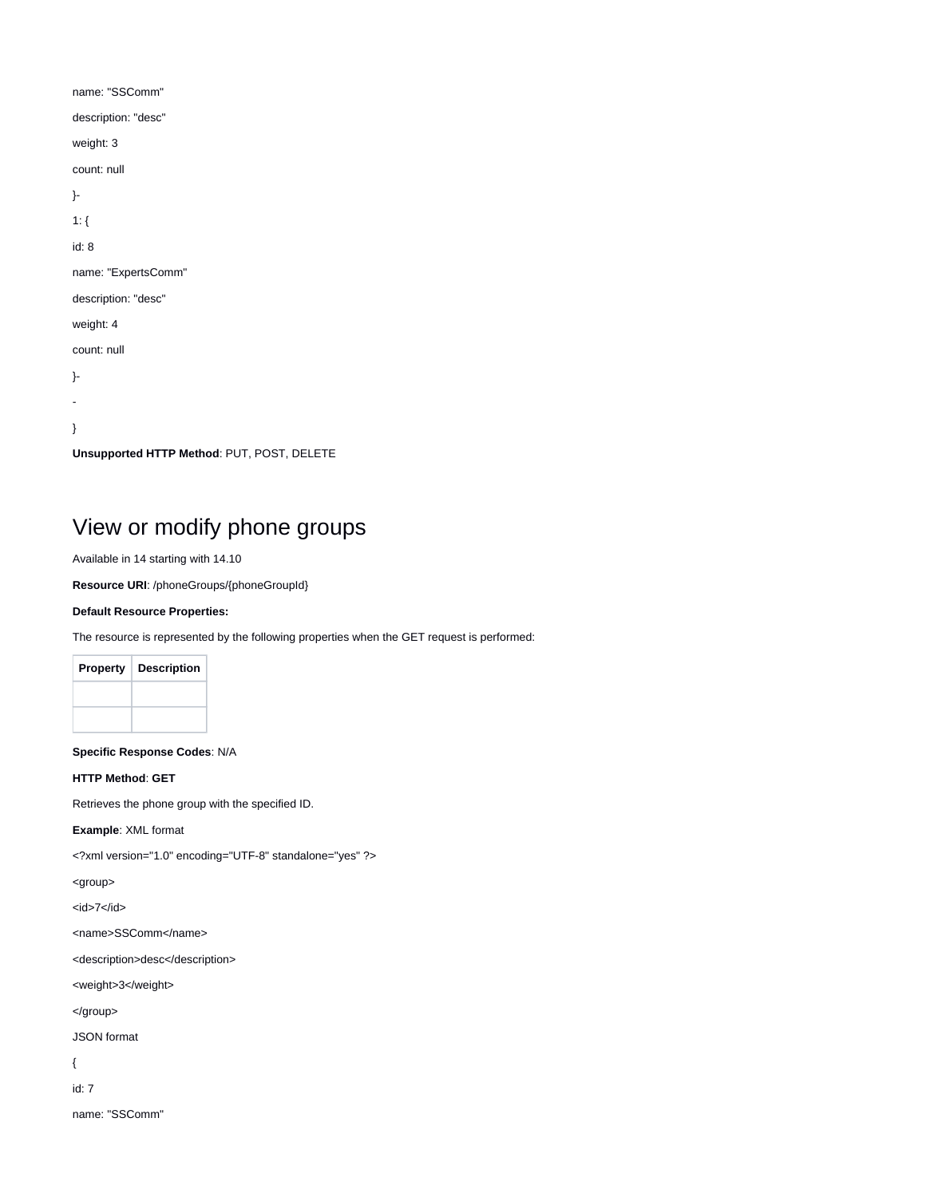name: "SSComm"

description: "desc"

weight: 3

count: null

}-

1: {

id: 8

name: "ExpertsComm"

description: "desc"

weight: 4

count: null

}-

-

}

**Unsupported HTTP Method**: PUT, POST, DELETE

# View or modify phone groups

Available in 14 starting with 14.10

**Resource URI**: /phoneGroups/{phoneGroupId}

**Default Resource Properties:**

The resource is represented by the following properties when the GET request is performed:

| Property | Description |
| --- | --- |
| | |
| | |

**Specific Response Codes**: N/A

**HTTP Method**: **GET**

Retrieves the phone group with the specified ID.

**Example**: XML format

<?xml version="1.0" encoding="UTF-8" standalone="yes" ?>

<group>

<id>7</id>

<name>SSComm</name>

<description>desc</description>

<weight>3</weight>

</group>

JSON format

{

id: 7

name: "SSComm"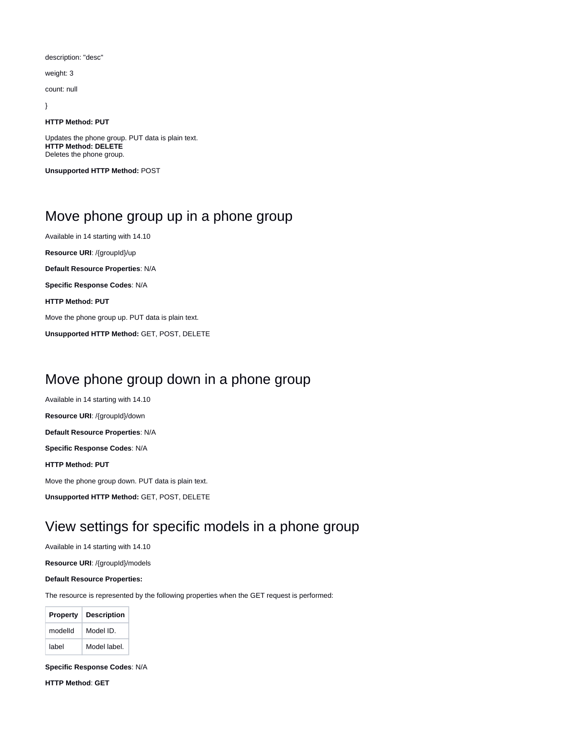description: "desc"

weight: 3

count: null

}

**HTTP Method: PUT**

Updates the phone group. PUT data is plain text.
**HTTP Method: DELETE**
Deletes the phone group.

**Unsupported HTTP Method:** POST

# Move phone group up in a phone group

Available in 14 starting with 14.10

**Resource URI**: /{groupId}/up

**Default Resource Properties**: N/A

**Specific Response Codes**: N/A

**HTTP Method: PUT**

Move the phone group up. PUT data is plain text.

**Unsupported HTTP Method:** GET, POST, DELETE

# Move phone group down in a phone group

Available in 14 starting with 14.10

**Resource URI**: /{groupId}/down

**Default Resource Properties**: N/A

**Specific Response Codes**: N/A

**HTTP Method: PUT**

Move the phone group down. PUT data is plain text.

**Unsupported HTTP Method:** GET, POST, DELETE

# View settings for specific models in a phone group

Available in 14 starting with 14.10

**Resource URI**: /{groupId}/models

**Default Resource Properties:**

The resource is represented by the following properties when the GET request is performed:

| Property | Description |
| --- | --- |
| modelId | Model ID. |
| label | Model label. |

**Specific Response Codes**: N/A

**HTTP Method**: **GET**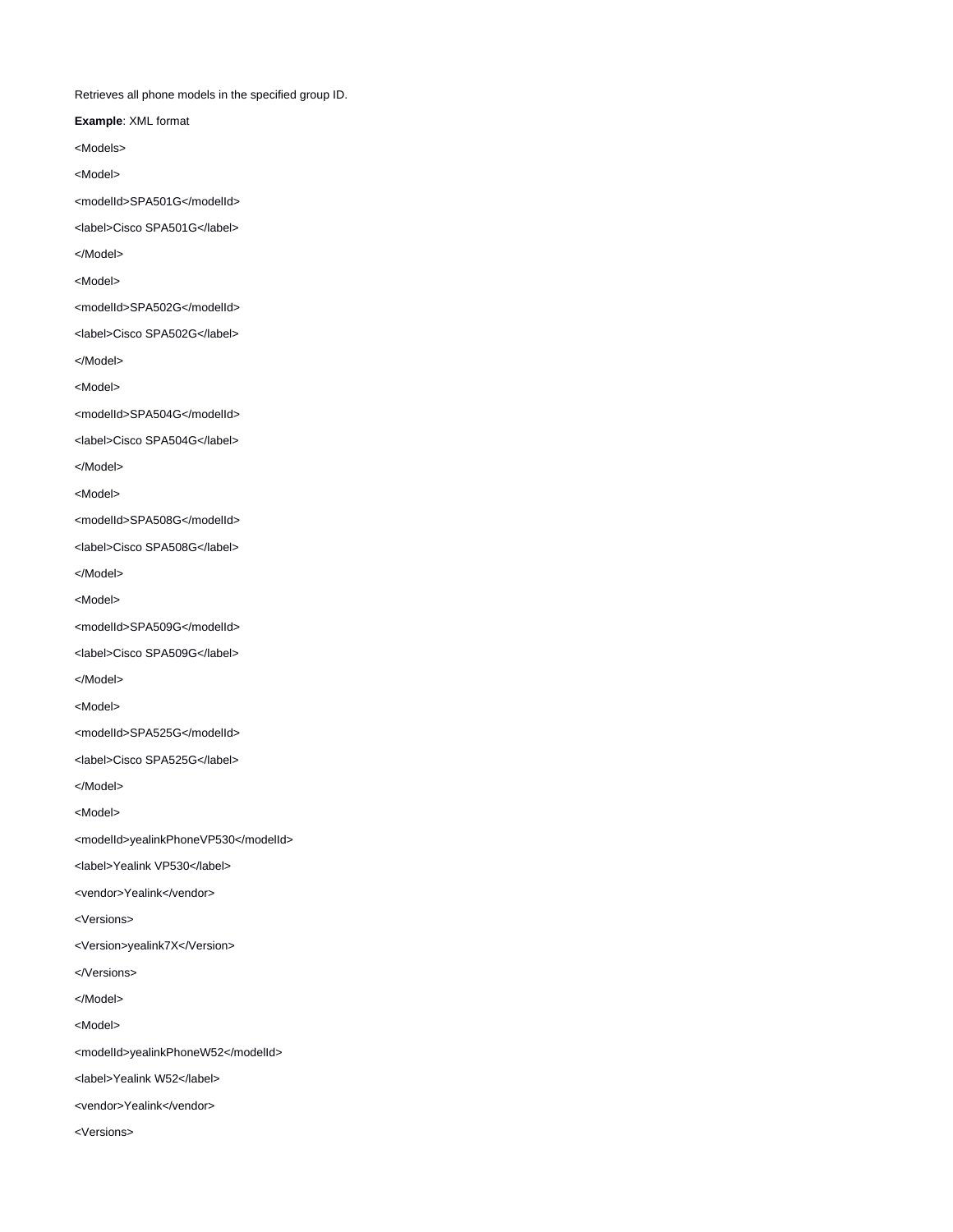Retrieves all phone models in the specified group ID.

**Example**: XML format

```
<Models>
<Model>
<modelId>SPA501G</modelId>
<label>Cisco SPA501G</label>
</Model>
<Model>
<modelId>SPA502G</modelId>
<label>Cisco SPA502G</label>
</Model>
<Model>
<modelId>SPA504G</modelId>
<label>Cisco SPA504G</label>
</Model>
<Model>
<modelId>SPA508G</modelId>
<label>Cisco SPA508G</label>
</Model>
<Model>
<modelId>SPA509G</modelId>
<label>Cisco SPA509G</label>
</Model>
<Model>
<modelId>SPA525G</modelId>
<label>Cisco SPA525G</label>
</Model>
<Model>
<modelId>yealinkPhoneVP530</modelId>
<label>Yealink VP530</label>
<vendor>Yealink</vendor>
<Versions>
<Version>yealink7X</Version>
</Versions>
</Model>
<Model>
<modelId>yealinkPhoneW52</modelId>
<label>Yealink W52</label>
<vendor>Yealink</vendor>
<Versions>
```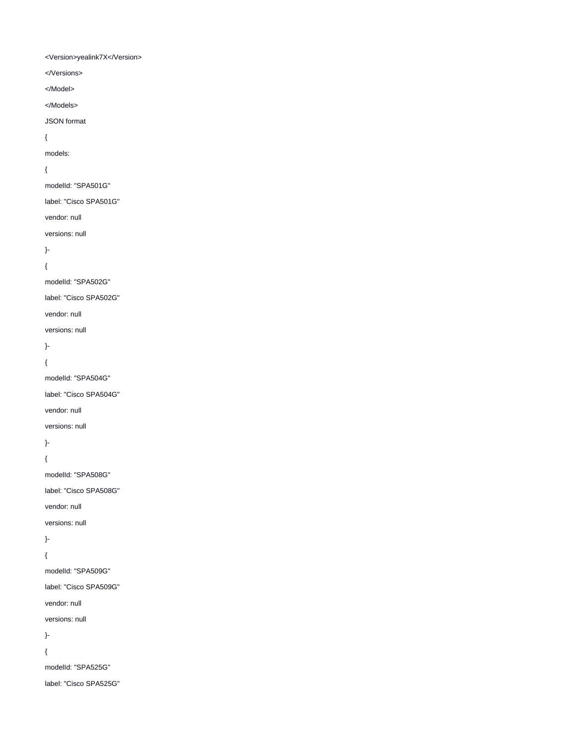<Version>yealink7X</Version>

</Versions>

</Model>

</Models>

JSON format

{

models:

{

modelId: "SPA501G"

label: "Cisco SPA501G"

vendor: null

versions: null

}-

{

modelId: "SPA502G"

label: "Cisco SPA502G"

vendor: null

versions: null

}-

{

modelId: "SPA504G"

label: "Cisco SPA504G"

vendor: null

versions: null

}-

{

modelId: "SPA508G"

label: "Cisco SPA508G"

vendor: null

versions: null

}-

{

modelId: "SPA509G"

label: "Cisco SPA509G"

vendor: null

versions: null

}-

{

modelId: "SPA525G"

label: "Cisco SPA525G"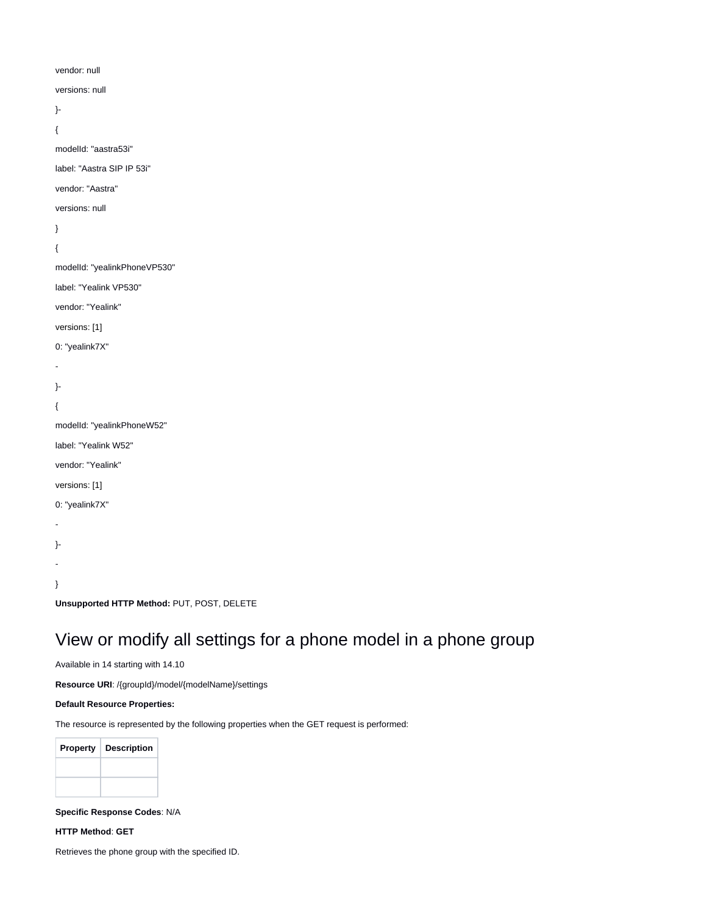vendor: null

versions: null

}-

{

modelId: "aastra53i"

label: "Aastra SIP IP 53i"

vendor: "Aastra"

versions: null

}

{

modelId: "yealinkPhoneVP530"

label: "Yealink VP530"

vendor: "Yealink"

versions: [1]

0: "yealink7X"

-

}-

{

modelId: "yealinkPhoneW52"

label: "Yealink W52"

vendor: "Yealink"

versions: [1]

0: "yealink7X"

-

}-

-

}

**Unsupported HTTP Method:** PUT, POST, DELETE

# View or modify all settings for a phone model in a phone group

Available in 14 starting with 14.10

**Resource URI**: /{groupId}/model/{modelName}/settings

**Default Resource Properties:**

The resource is represented by the following properties when the GET request is performed:

| Property | Description |
| --- | --- |
| | |
| | |

**Specific Response Codes**: N/A

**HTTP Method**: **GET**

Retrieves the phone group with the specified ID.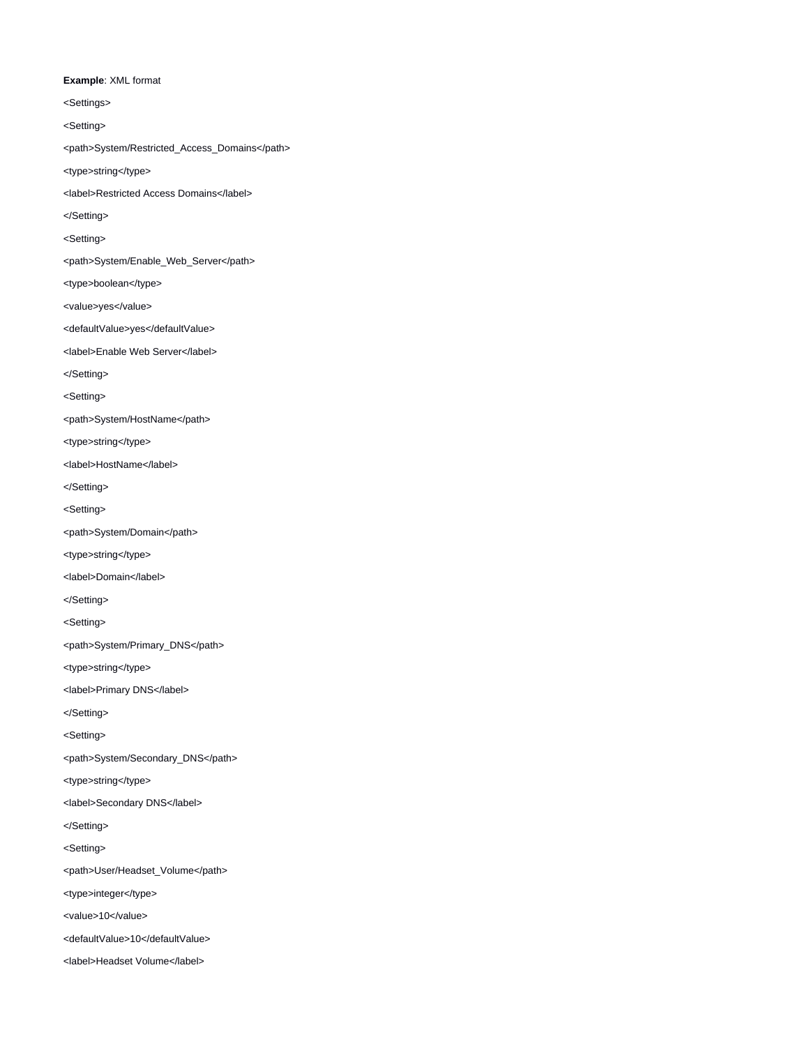**Example**: XML format

```
<Settings>

<Setting>

<path>System/Restricted_Access_Domains</path>

<type>string</type>

<label>Restricted Access Domains</label>

</Setting>

<Setting>

<path>System/Enable_Web_Server</path>

<type>boolean</type>

<value>yes</value>

<defaultValue>yes</defaultValue>

<label>Enable Web Server</label>

</Setting>

<Setting>

<path>System/HostName</path>

<type>string</type>

<label>HostName</label>

</Setting>

<Setting>

<path>System/Domain</path>

<type>string</type>

<label>Domain</label>

</Setting>

<Setting>

<path>System/Primary_DNS</path>

<type>string</type>

<label>Primary DNS</label>

</Setting>

<Setting>

<path>System/Secondary_DNS</path>

<type>string</type>

<label>Secondary DNS</label>

</Setting>

<Setting>

<path>User/Headset_Volume</path>

<type>integer</type>

<value>10</value>

<defaultValue>10</defaultValue>

<label>Headset Volume</label>
```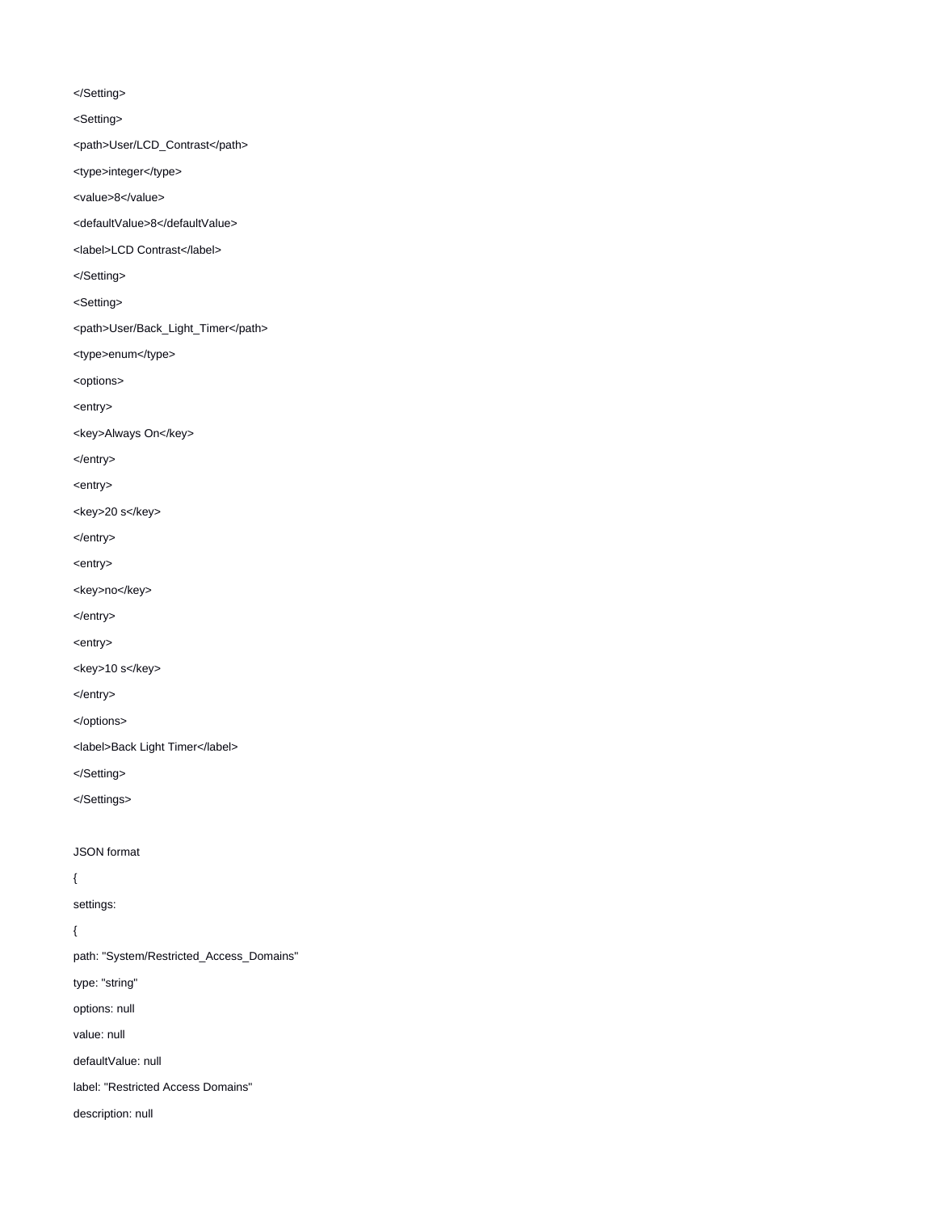</Setting>

<Setting>

<path>User/LCD_Contrast</path>

<type>integer</type>

<value>8</value>

<defaultValue>8</defaultValue>

<label>LCD Contrast</label>

</Setting>

<Setting>

<path>User/Back_Light_Timer</path>

<type>enum</type>

<options>

<entry>

<key>Always On</key>

</entry>

<entry>

<key>20 s</key>

</entry>

<entry>

<key>no</key>

</entry>

<entry>

<key>10 s</key>

</entry>

</options>

<label>Back Light Timer</label>

</Setting>

</Settings>

JSON format

{

settings:

{

path: "System/Restricted_Access_Domains"

type: "string"

options: null

value: null

defaultValue: null

label: "Restricted Access Domains"

description: null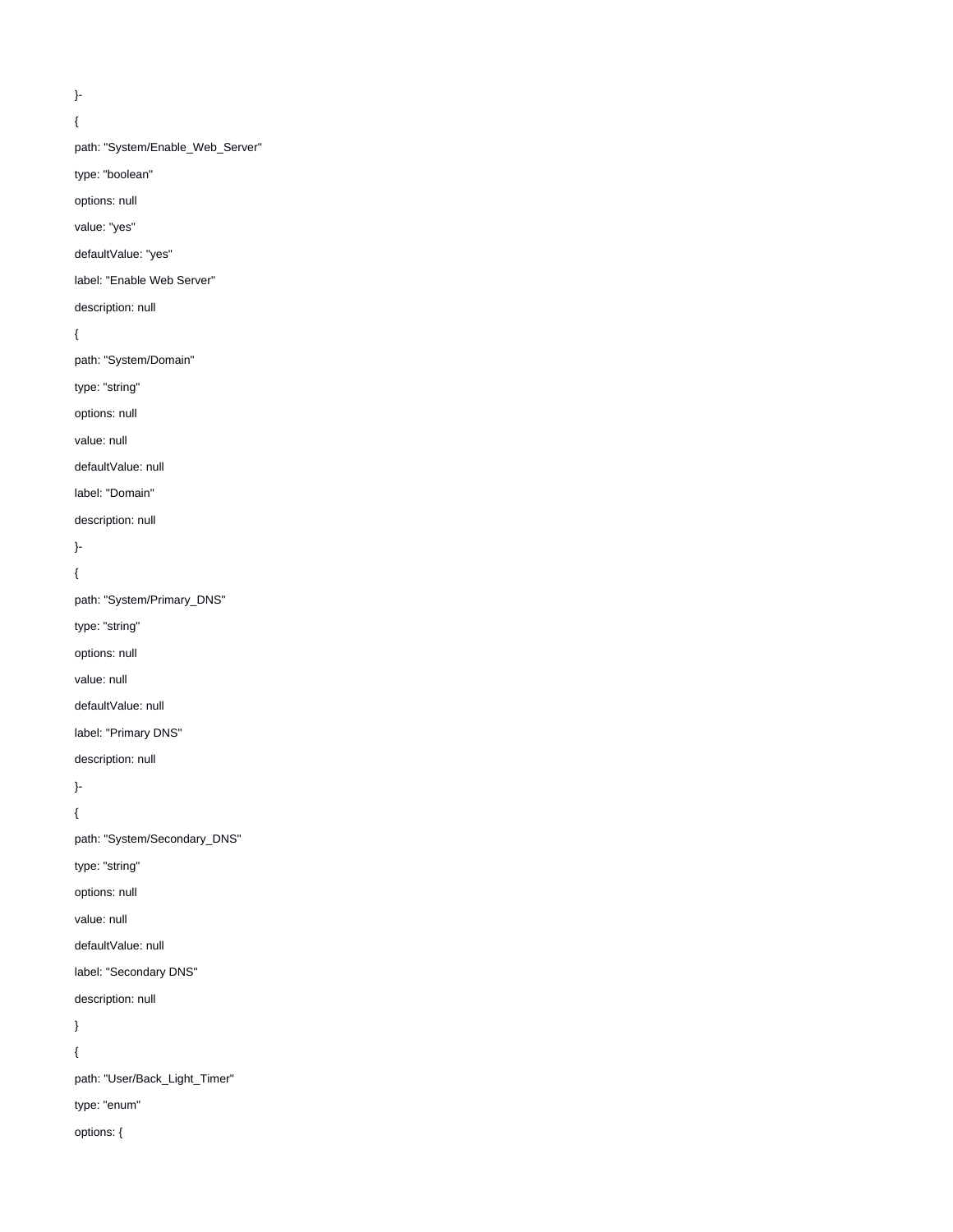}-

{

path: "System/Enable_Web_Server"

type: "boolean"

options: null

value: "yes"

defaultValue: "yes"

label: "Enable Web Server"

description: null

{

path: "System/Domain"

type: "string"

options: null

value: null

defaultValue: null

label: "Domain"

description: null

}-

{

path: "System/Primary_DNS"

type: "string"

options: null

value: null

defaultValue: null

label: "Primary DNS"

description: null

}-

{

path: "System/Secondary_DNS"

type: "string"

options: null

value: null

defaultValue: null

label: "Secondary DNS"

description: null

}

{

path: "User/Back_Light_Timer"

type: "enum"

options: {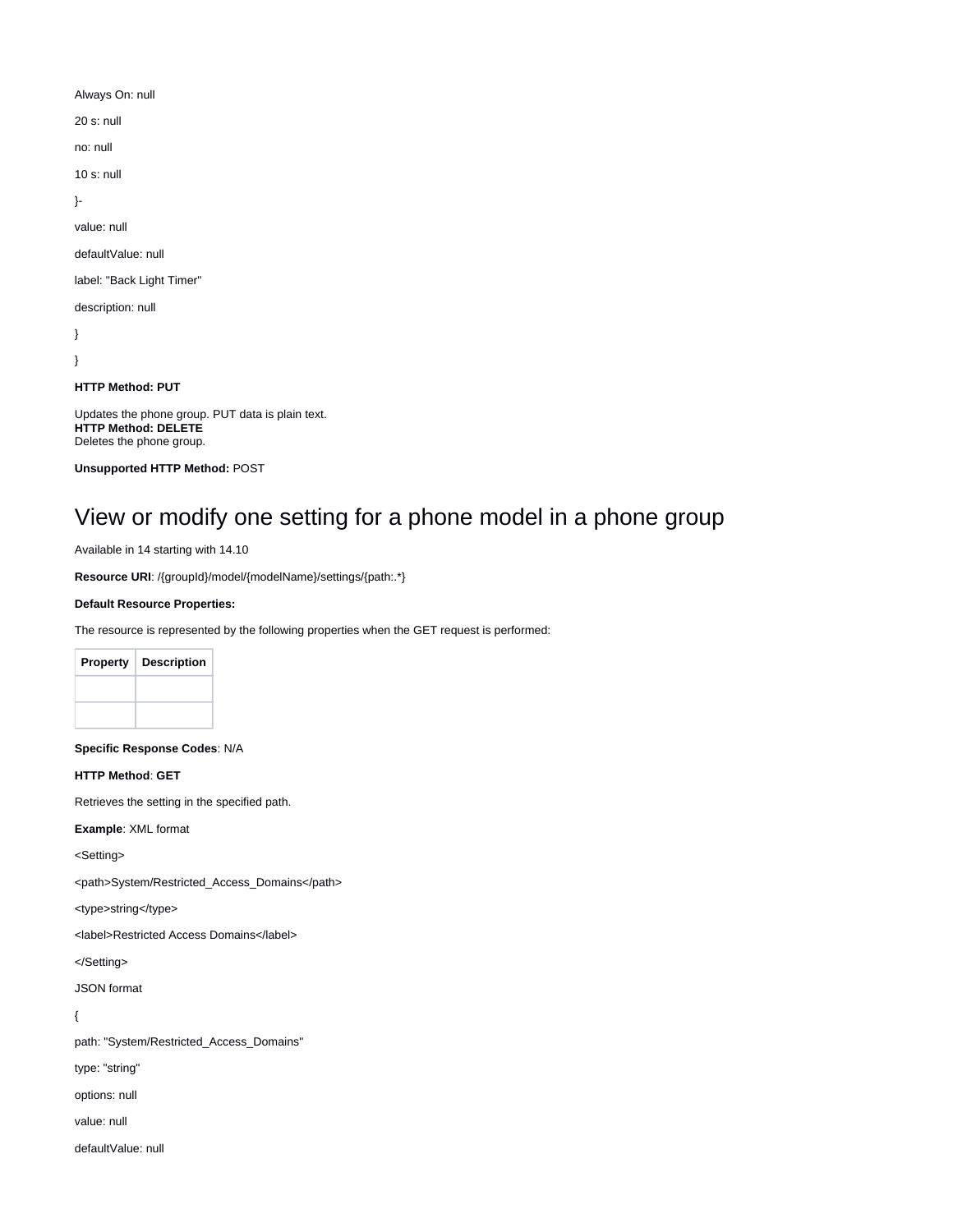Always On: null

20 s: null

no: null

10 s: null

}-

value: null

defaultValue: null

label: "Back Light Timer"

description: null

}

}

**HTTP Method: PUT**

Updates the phone group. PUT data is plain text.
**HTTP Method: DELETE**
Deletes the phone group.

**Unsupported HTTP Method:** POST

# View or modify one setting for a phone model in a phone group

Available in 14 starting with 14.10

**Resource URI**: /{groupId}/model/{modelName}/settings/{path:.*}

**Default Resource Properties:**

The resource is represented by the following properties when the GET request is performed:

| Property | Description |
|---|---|
| | |
| | |

**Specific Response Codes**: N/A

**HTTP Method**: **GET**

Retrieves the setting in the specified path.

**Example**: XML format

<Setting>

<path>System/Restricted_Access_Domains</path>

<type>string</type>

<label>Restricted Access Domains</label>

</Setting>

JSON format

{

path: "System/Restricted_Access_Domains"

type: "string"

options: null

value: null

defaultValue: null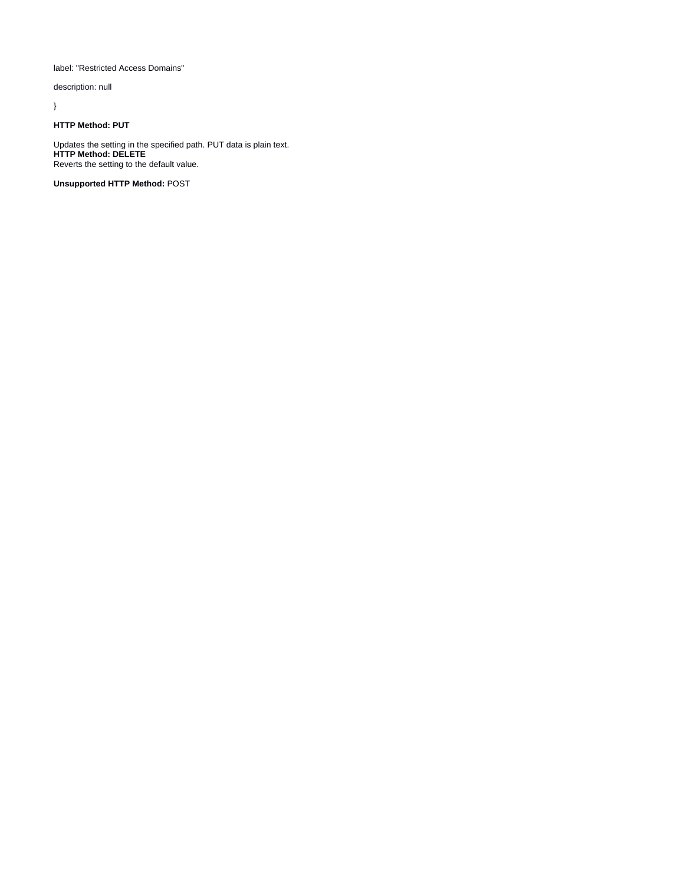label: "Restricted Access Domains"

description: null

}

**HTTP Method: PUT**

Updates the setting in the specified path. PUT data is plain text.
**HTTP Method: DELETE**
Reverts the setting to the default value.

**Unsupported HTTP Method:** POST